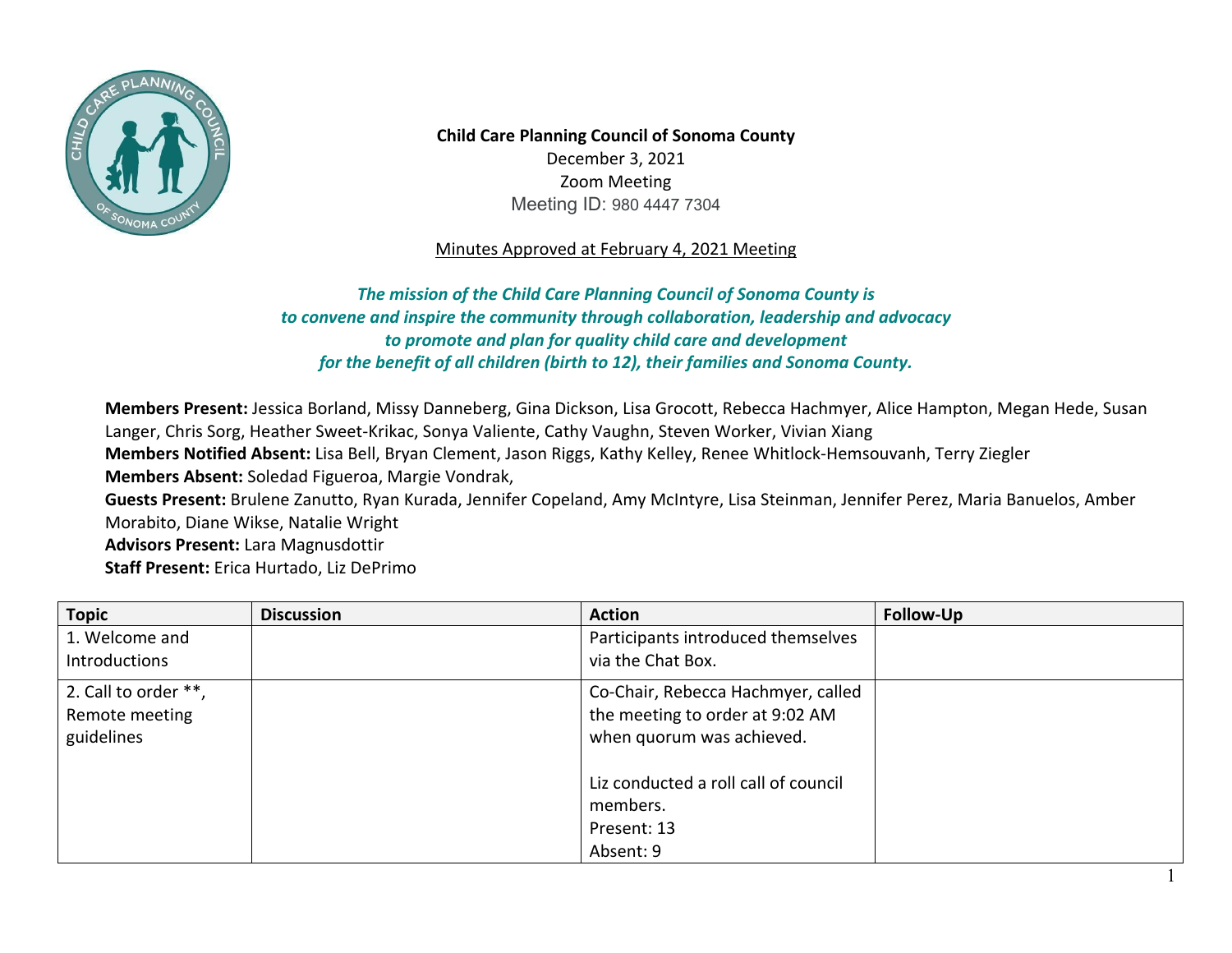**Child Care Planning Council of Sonoma County**
December 3, 2021
Zoom Meeting
Meeting ID: 980 4447 7304

Minutes Approved at February 4, 2021 Meeting

***The mission of the Child Care Planning Council of Sonoma County is to convene and inspire the community through collaboration, leadership and advocacy to promote and plan for quality child care and development for the benefit of all children (birth to 12), their families and Sonoma County.***

**Members Present:** Jessica Borland, Missy Danneberg, Gina Dickson, Lisa Grocott, Rebecca Hachmyer, Alice Hampton, Megan Hede, Susan Langer, Chris Sorg, Heather Sweet-Krikac, Sonya Valiente, Cathy Vaughn, Steven Worker, Vivian Xiang
**Members Notified Absent:** Lisa Bell, Bryan Clement, Jason Riggs, Kathy Kelley, Renee Whitlock-Hemsouvanh, Terry Ziegler
**Members Absent:** Soledad Figueroa, Margie Vondrak,
**Guests Present:** Brulene Zanutto, Ryan Kurada, Jennifer Copeland, Amy McIntyre, Lisa Steinman, Jennifer Perez, Maria Banuelos, Amber Morabito, Diane Wikse, Natalie Wright
**Advisors Present:** Lara Magnusdottir
**Staff Present:** Erica Hurtado, Liz DePrimo

| Topic | Discussion | Action | Follow-Up |
|---|---|---|---|
| 1. Welcome and Introductions | | Participants introduced themselves via the Chat Box. | |
| 2. Call to order **, Remote meeting guidelines | | Co-Chair, Rebecca Hachmyer, called the meeting to order at 9:02 AM when quorum was achieved.<br><br>Liz conducted a roll call of council members.<br>Present: 13<br>Absent: 9 | |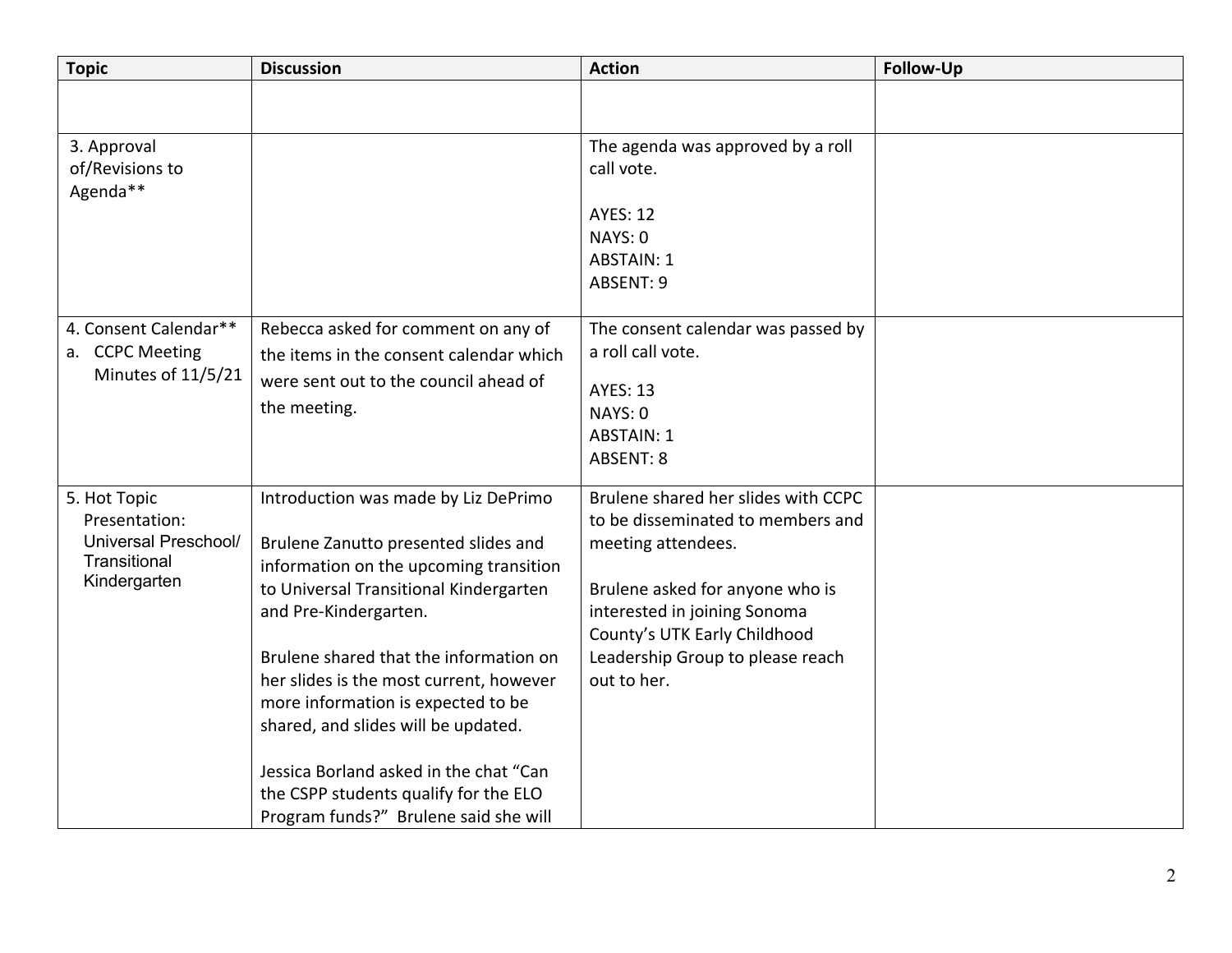| Topic | Discussion | Action | Follow-Up |
|---|---|---|---|
| | | | |
| 3. Approval of/Revisions to Agenda** | | The agenda was approved by a roll call vote.<br><br>AYES: 12<br>NAYS: 0<br>ABSTAIN: 1<br>ABSENT: 9 | |
| 4. Consent Calendar**<br>a. CCPC Meeting Minutes of 11/5/21 | Rebecca asked for comment on any of the items in the consent calendar which were sent out to the council ahead of the meeting. | The consent calendar was passed by a roll call vote.<br><br>AYES: 13<br>NAYS: 0<br>ABSTAIN: 1<br>ABSENT: 8 | |
| 5. Hot Topic Presentation: Universal Preschool/ Transitional Kindergarten | Introduction was made by Liz DePrimo<br><br>Brulene Zanutto presented slides and information on the upcoming transition to Universal Transitional Kindergarten and Pre-Kindergarten.<br><br>Brulene shared that the information on her slides is the most current, however more information is expected to be shared, and slides will be updated.<br><br>Jessica Borland asked in the chat "Can the CSPP students qualify for the ELO Program funds?" Brulene said she will | Brulene shared her slides with CCPC to be disseminated to members and meeting attendees.<br><br>Brulene asked for anyone who is interested in joining Sonoma County's UTK Early Childhood Leadership Group to please reach out to her. | |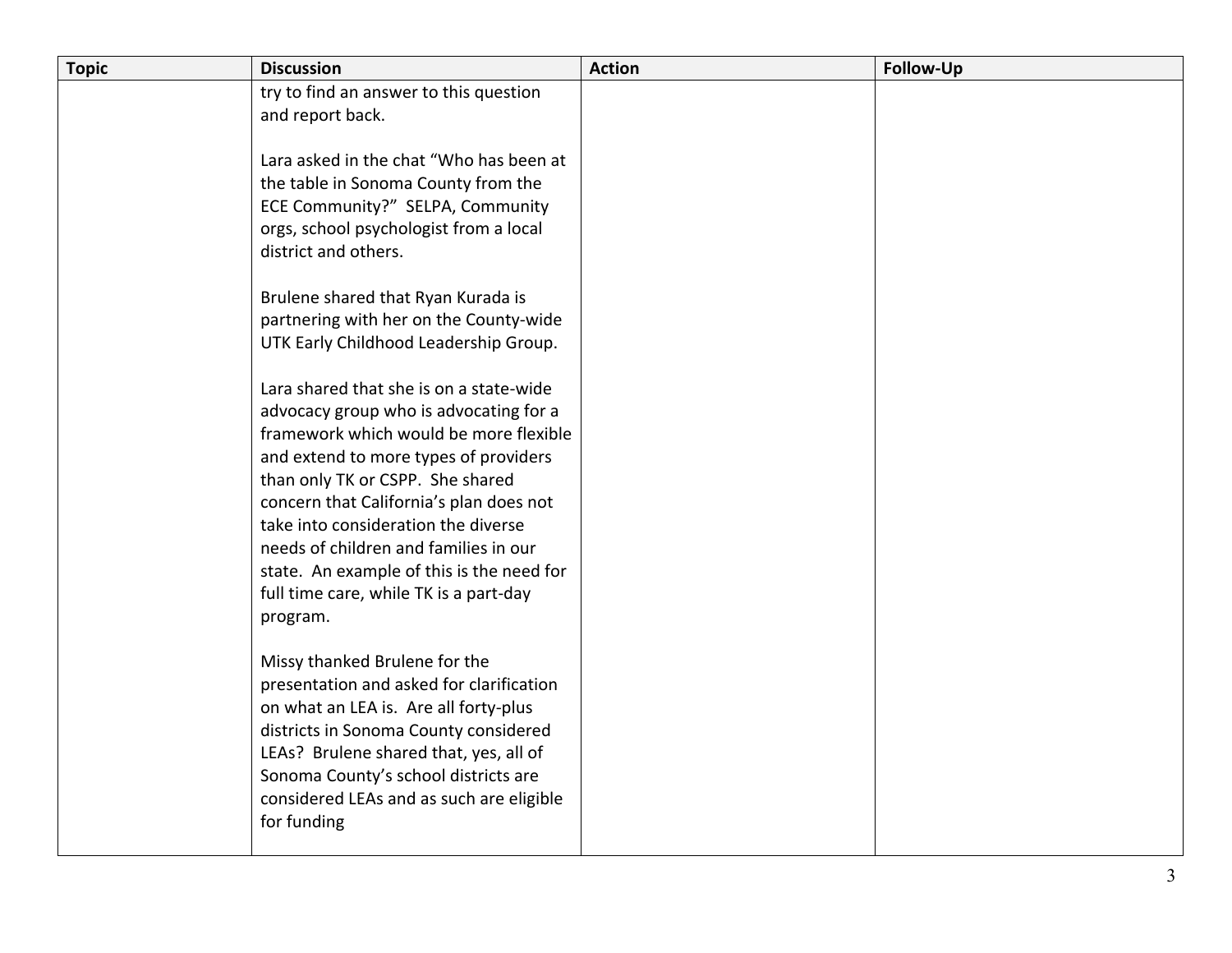| Topic | Discussion | Action | Follow-Up |
|---|---|---|---|
| | try to find an answer to this question and report back.<br><br>Lara asked in the chat “Who has been at the table in Sonoma County from the ECE Community?” SELPA, Community orgs, school psychologist from a local district and others.<br><br>Brulene shared that Ryan Kurada is partnering with her on the County-wide UTK Early Childhood Leadership Group.<br><br>Lara shared that she is on a state-wide advocacy group who is advocating for a framework which would be more flexible and extend to more types of providers than only TK or CSPP. She shared concern that California’s plan does not take into consideration the diverse needs of children and families in our state. An example of this is the need for full time care, while TK is a part-day program.<br><br>Missy thanked Brulene for the presentation and asked for clarification on what an LEA is. Are all forty-plus districts in Sonoma County considered LEAs? Brulene shared that, yes, all of Sonoma County’s school districts are considered LEAs and as such are eligible for funding | | |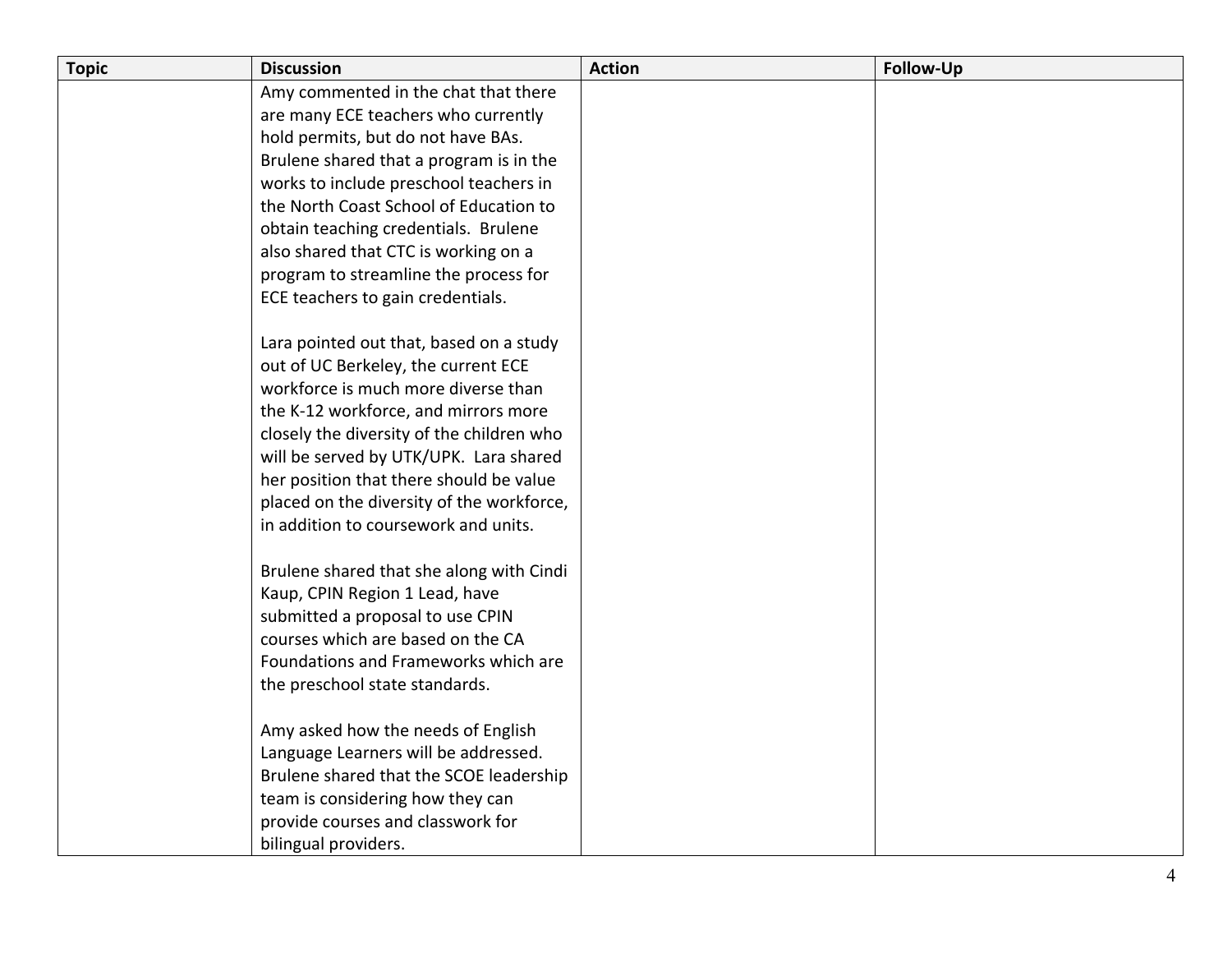| Topic | Discussion | Action | Follow-Up |
|---|---|---|---|
| | Amy commented in the chat that there are many ECE teachers who currently hold permits, but do not have BAs. Brulene shared that a program is in the works to include preschool teachers in the North Coast School of Education to obtain teaching credentials. Brulene also shared that CTC is working on a program to streamline the process for ECE teachers to gain credentials.<br><br>Lara pointed out that, based on a study out of UC Berkeley, the current ECE workforce is much more diverse than the K-12 workforce, and mirrors more closely the diversity of the children who will be served by UTK/UPK. Lara shared her position that there should be value placed on the diversity of the workforce, in addition to coursework and units.<br><br>Brulene shared that she along with Cindi Kaup, CPIN Region 1 Lead, have submitted a proposal to use CPIN courses which are based on the CA Foundations and Frameworks which are the preschool state standards.<br><br>Amy asked how the needs of English Language Learners will be addressed. Brulene shared that the SCOE leadership team is considering how they can provide courses and classwork for bilingual providers. | | |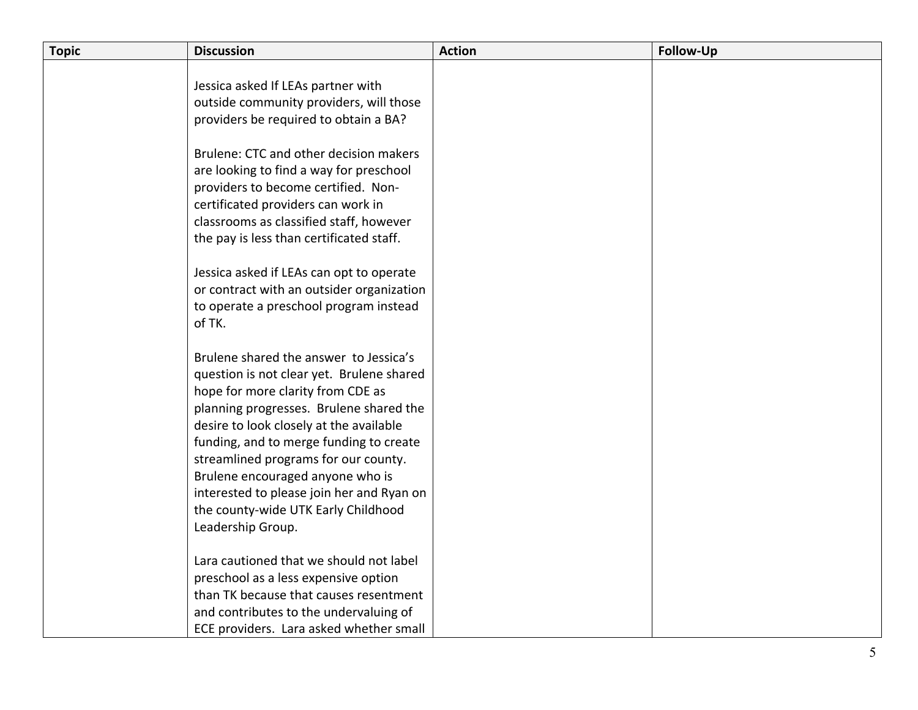| Topic | Discussion | Action | Follow-Up |
|---|---|---|---|
| | Jessica asked If LEAs partner with outside community providers, will those providers be required to obtain a BA?<br><br>Brulene: CTC and other decision makers are looking to find a way for preschool providers to become certified. Non-certificated providers can work in classrooms as classified staff, however the pay is less than certificated staff.<br><br>Jessica asked if LEAs can opt to operate or contract with an outsider organization to operate a preschool program instead of TK.<br><br>Brulene shared the answer to Jessica's question is not clear yet. Brulene shared hope for more clarity from CDE as planning progresses. Brulene shared the desire to look closely at the available funding, and to merge funding to create streamlined programs for our county. Brulene encouraged anyone who is interested to please join her and Ryan on the county-wide UTK Early Childhood Leadership Group.<br><br>Lara cautioned that we should not label preschool as a less expensive option than TK because that causes resentment and contributes to the undervaluing of ECE providers. Lara asked whether small | | |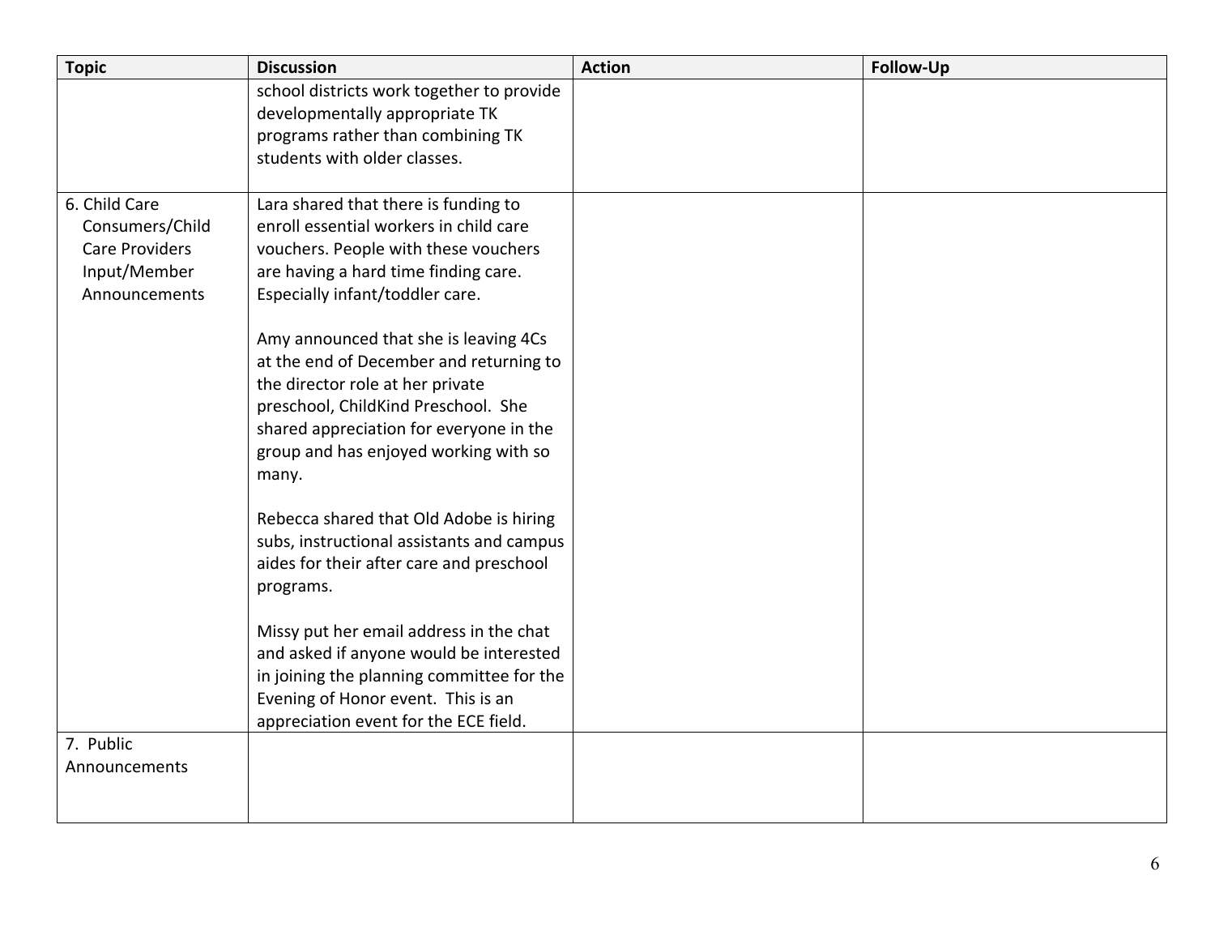| Topic | Discussion | Action | Follow-Up |
|---|---|---|---|
| | school districts work together to provide developmentally appropriate TK programs rather than combining TK students with older classes. | | |
| 6. Child Care Consumers/Child Care Providers Input/Member Announcements | Lara shared that there is funding to enroll essential workers in child care vouchers. People with these vouchers are having a hard time finding care. Especially infant/toddler care.<br><br>Amy announced that she is leaving 4Cs at the end of December and returning to the director role at her private preschool, ChildKind Preschool. She shared appreciation for everyone in the group and has enjoyed working with so many.<br><br>Rebecca shared that Old Adobe is hiring subs, instructional assistants and campus aides for their after care and preschool programs.<br><br>Missy put her email address in the chat and asked if anyone would be interested in joining the planning committee for the Evening of Honor event. This is an appreciation event for the ECE field. | | |
| 7. Public Announcements | | | |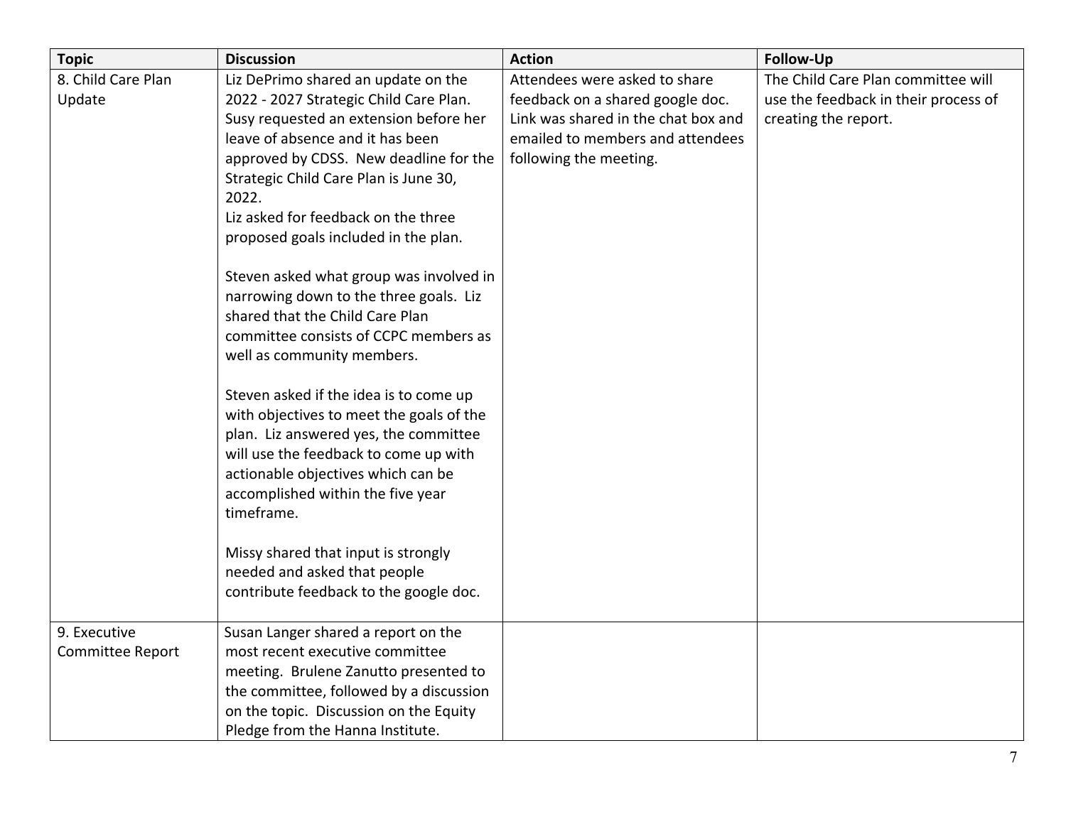| Topic | Discussion | Action | Follow-Up |
| --- | --- | --- | --- |
| 8. Child Care Plan Update | Liz DePrimo shared an update on the 2022 - 2027 Strategic Child Care Plan. Susy requested an extension before her leave of absence and it has been approved by CDSS. New deadline for the Strategic Child Care Plan is June 30, 2022.<br>Liz asked for feedback on the three proposed goals included in the plan.<br><br>Steven asked what group was involved in narrowing down to the three goals. Liz shared that the Child Care Plan committee consists of CCPC members as well as community members.<br><br>Steven asked if the idea is to come up with objectives to meet the goals of the plan. Liz answered yes, the committee will use the feedback to come up with actionable objectives which can be accomplished within the five year timeframe.<br><br>Missy shared that input is strongly needed and asked that people contribute feedback to the google doc. | Attendees were asked to share feedback on a shared google doc. Link was shared in the chat box and emailed to members and attendees following the meeting. | The Child Care Plan committee will use the feedback in their process of creating the report. |
| 9. Executive Committee Report | Susan Langer shared a report on the most recent executive committee meeting. Brulene Zanutto presented to the committee, followed by a discussion on the topic. Discussion on the Equity Pledge from the Hanna Institute. | | |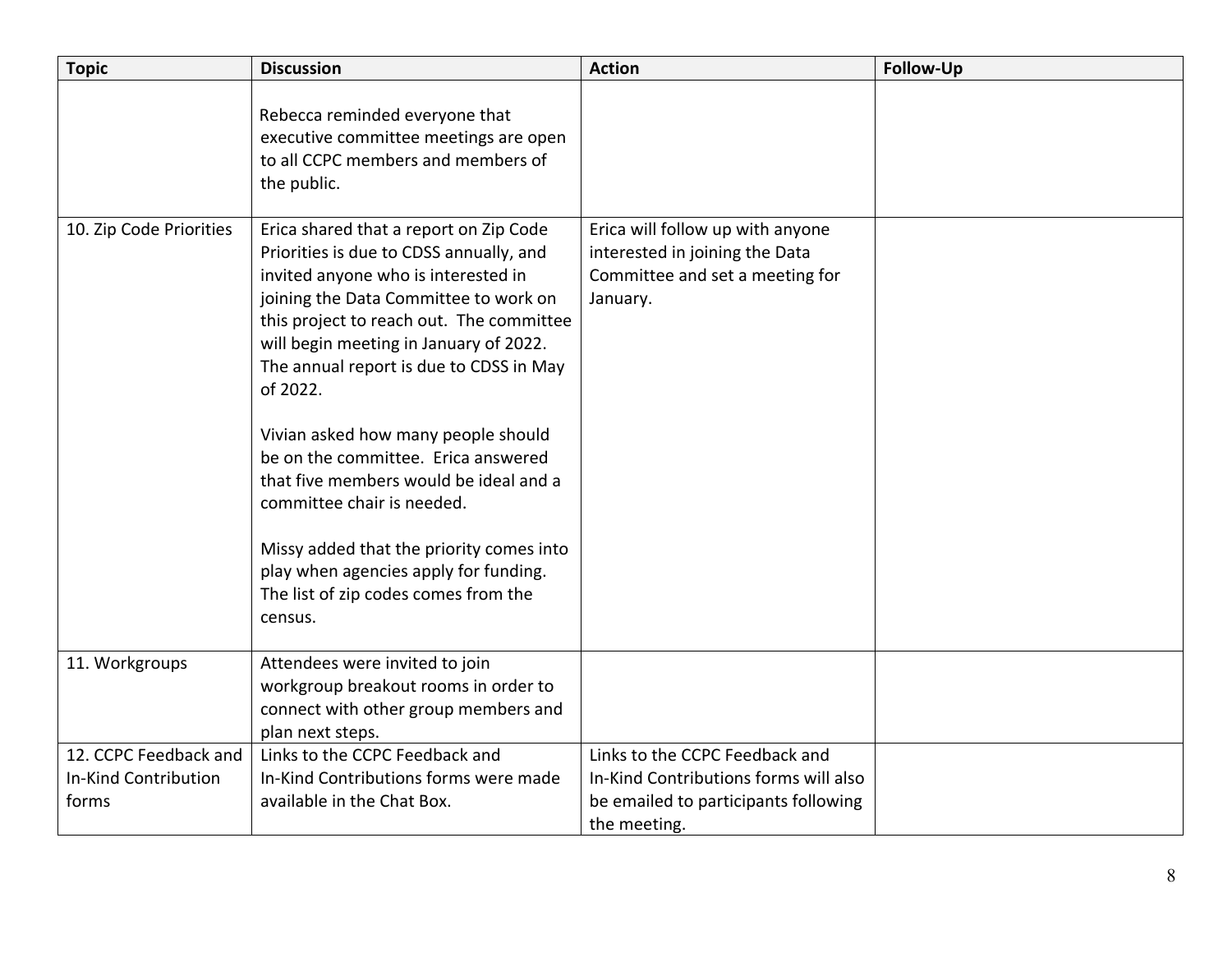| Topic | Discussion | Action | Follow-Up |
|---|---|---|---|
| | Rebecca reminded everyone that executive committee meetings are open to all CCPC members and members of the public. | | |
| 10. Zip Code Priorities | Erica shared that a report on Zip Code Priorities is due to CDSS annually, and invited anyone who is interested in joining the Data Committee to work on this project to reach out. The committee will begin meeting in January of 2022. The annual report is due to CDSS in May of 2022.<br><br>Vivian asked how many people should be on the committee. Erica answered that five members would be ideal and a committee chair is needed.<br><br>Missy added that the priority comes into play when agencies apply for funding. The list of zip codes comes from the census. | Erica will follow up with anyone interested in joining the Data Committee and set a meeting for January. | |
| 11. Workgroups | Attendees were invited to join workgroup breakout rooms in order to connect with other group members and plan next steps. | | |
| 12. CCPC Feedback and In-Kind Contribution forms | Links to the CCPC Feedback and In-Kind Contributions forms were made available in the Chat Box. | Links to the CCPC Feedback and In-Kind Contributions forms will also be emailed to participants following the meeting. | |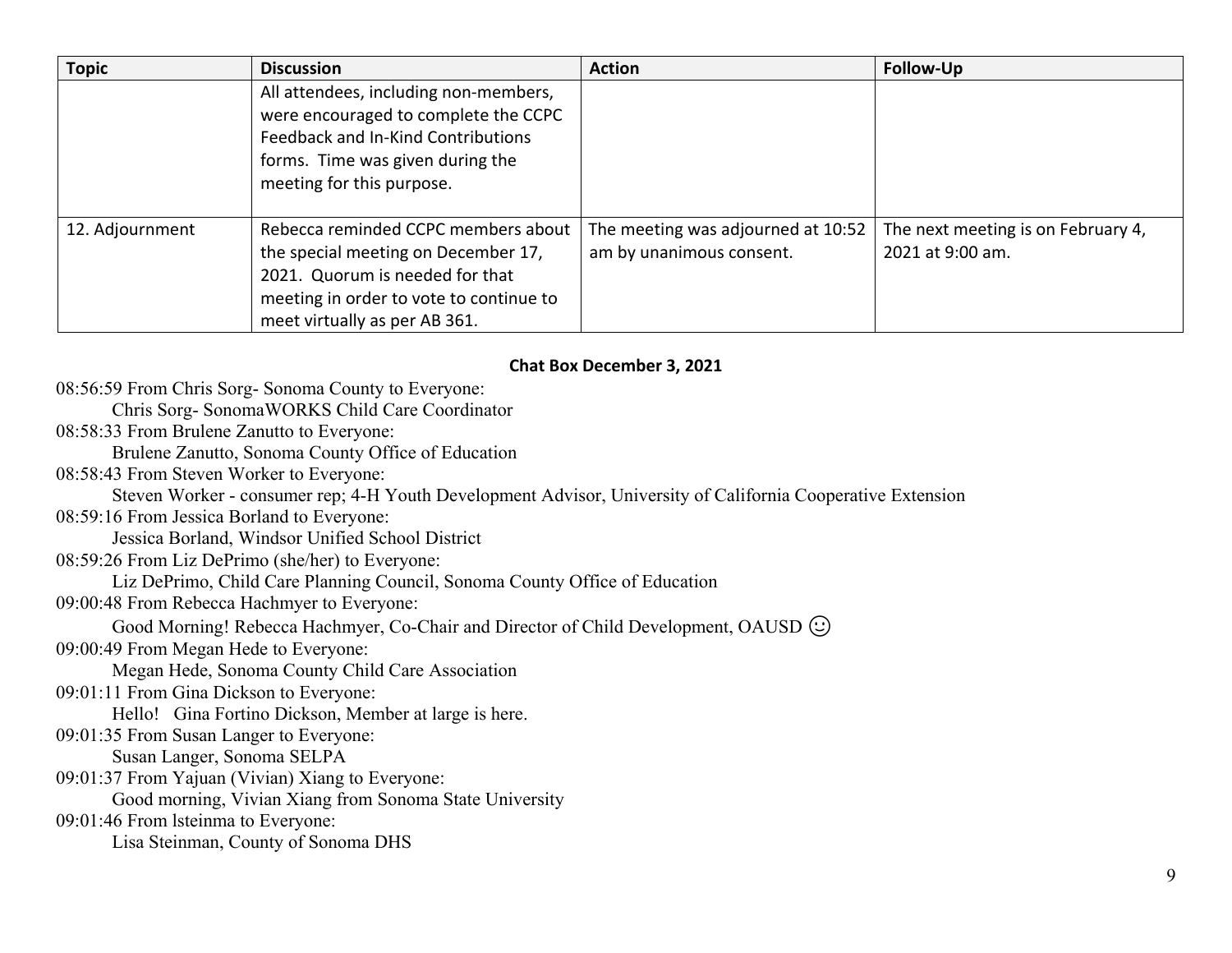| Topic | Discussion | Action | Follow-Up |
|---|---|---|---|
| | All attendees, including non-members, were encouraged to complete the CCPC Feedback and In-Kind Contributions forms. Time was given during the meeting for this purpose. | | |
| 12. Adjournment | Rebecca reminded CCPC members about the special meeting on December 17, 2021. Quorum is needed for that meeting in order to vote to continue to meet virtually as per AB 361. | The meeting was adjourned at 10:52 am by unanimous consent. | The next meeting is on February 4, 2021 at 9:00 am. |

**Chat Box December 3, 2021**

08:56:59 From Chris Sorg- Sonoma County to Everyone:
Chris Sorg- SonomaWORKS Child Care Coordinator

08:58:33 From Brulene Zanutto to Everyone:
Brulene Zanutto, Sonoma County Office of Education

08:58:43 From Steven Worker to Everyone:
Steven Worker - consumer rep; 4-H Youth Development Advisor, University of California Cooperative Extension

08:59:16 From Jessica Borland to Everyone:
Jessica Borland, Windsor Unified School District

08:59:26 From Liz DePrimo (she/her) to Everyone:
Liz DePrimo, Child Care Planning Council, Sonoma County Office of Education

09:00:48 From Rebecca Hachmyer to Everyone:
Good Morning! Rebecca Hachmyer, Co-Chair and Director of Child Development, OAUSD ☺

09:00:49 From Megan Hede to Everyone:
Megan Hede, Sonoma County Child Care Association

09:01:11 From Gina Dickson to Everyone:
Hello! Gina Fortino Dickson, Member at large is here.

09:01:35 From Susan Langer to Everyone:
Susan Langer, Sonoma SELPA

09:01:37 From Yajuan (Vivian) Xiang to Everyone:
Good morning, Vivian Xiang from Sonoma State University

09:01:46 From lsteinma to Everyone:
Lisa Steinman, County of Sonoma DHS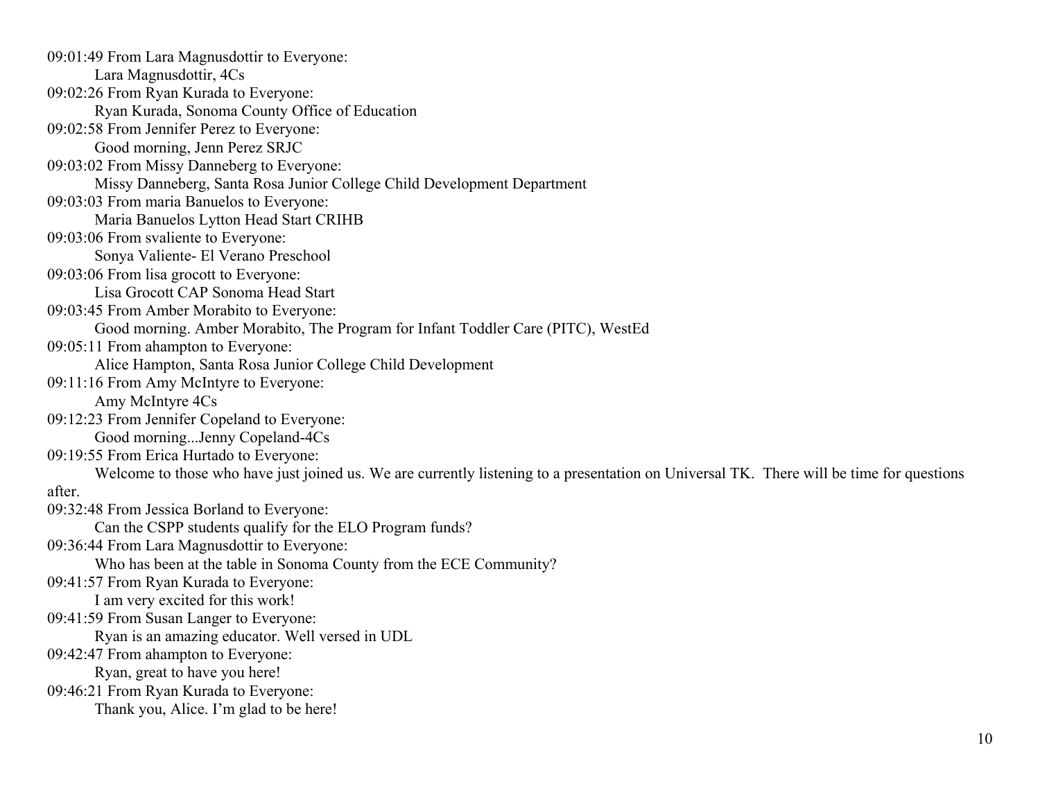09:01:49 From Lara Magnusdottir to Everyone:
    Lara Magnusdottir, 4Cs
09:02:26 From Ryan Kurada to Everyone:
    Ryan Kurada, Sonoma County Office of Education
09:02:58 From Jennifer Perez to Everyone:
    Good morning, Jenn Perez SRJC
09:03:02 From Missy Danneberg to Everyone:
    Missy Danneberg, Santa Rosa Junior College Child Development Department
09:03:03 From maria Banuelos to Everyone:
    Maria Banuelos Lytton Head Start CRIHB
09:03:06 From svaliente to Everyone:
    Sonya Valiente- El Verano Preschool
09:03:06 From lisa grocott to Everyone:
    Lisa Grocott CAP Sonoma Head Start
09:03:45 From Amber Morabito to Everyone:
    Good morning. Amber Morabito, The Program for Infant Toddler Care (PITC), WestEd
09:05:11 From ahampton to Everyone:
    Alice Hampton, Santa Rosa Junior College Child Development
09:11:16 From Amy McIntyre to Everyone:
    Amy McIntyre 4Cs
09:12:23 From Jennifer Copeland to Everyone:
    Good morning...Jenny Copeland-4Cs
09:19:55 From Erica Hurtado to Everyone:
    Welcome to those who have just joined us. We are currently listening to a presentation on Universal TK. There will be time for questions after.
09:32:48 From Jessica Borland to Everyone:
    Can the CSPP students qualify for the ELO Program funds?
09:36:44 From Lara Magnusdottir to Everyone:
    Who has been at the table in Sonoma County from the ECE Community?
09:41:57 From Ryan Kurada to Everyone:
    I am very excited for this work!
09:41:59 From Susan Langer to Everyone:
    Ryan is an amazing educator. Well versed in UDL
09:42:47 From ahampton to Everyone:
    Ryan, great to have you here!
09:46:21 From Ryan Kurada to Everyone:
    Thank you, Alice. I'm glad to be here!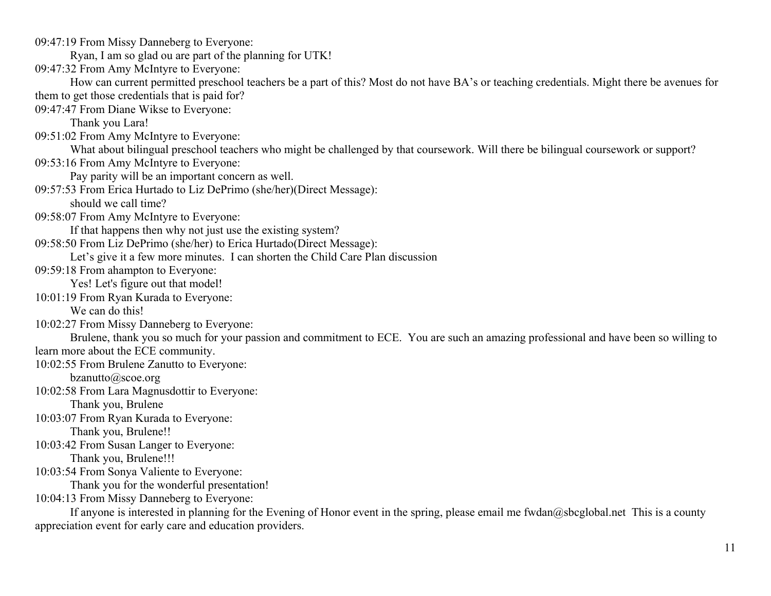09:47:19 From Missy Danneberg to Everyone:
  Ryan, I am so glad ou are part of the planning for UTK!

09:47:32 From Amy McIntyre to Everyone:
  How can current permitted preschool teachers be a part of this? Most do not have BA's or teaching credentials. Might there be avenues for them to get those credentials that is paid for?

09:47:47 From Diane Wikse to Everyone:
  Thank you Lara!

09:51:02 From Amy McIntyre to Everyone:
  What about bilingual preschool teachers who might be challenged by that coursework. Will there be bilingual coursework or support?

09:53:16 From Amy McIntyre to Everyone:
  Pay parity will be an important concern as well.

09:57:53 From Erica Hurtado to Liz DePrimo (she/her)(Direct Message):
  should we call time?

09:58:07 From Amy McIntyre to Everyone:
  If that happens then why not just use the existing system?

09:58:50 From Liz DePrimo (she/her) to Erica Hurtado(Direct Message):
  Let's give it a few more minutes.  I can shorten the Child Care Plan discussion

09:59:18 From ahampton to Everyone:
  Yes! Let's figure out that model!

10:01:19 From Ryan Kurada to Everyone:
  We can do this!

10:02:27 From Missy Danneberg to Everyone:
  Brulene, thank you so much for your passion and commitment to ECE.  You are such an amazing professional and have been so willing to learn more about the ECE community.

10:02:55 From Brulene Zanutto to Everyone:
  bzanutto@scoe.org

10:02:58 From Lara Magnusdottir to Everyone:
  Thank you, Brulene

10:03:07 From Ryan Kurada to Everyone:
  Thank you, Brulene!!

10:03:42 From Susan Langer to Everyone:
  Thank you, Brulene!!!

10:03:54 From Sonya Valiente to Everyone:
  Thank you for the wonderful presentation!

10:04:13 From Missy Danneberg to Everyone:
  If anyone is interested in planning for the Evening of Honor event in the spring, please email me fwdan@sbcglobal.net  This is a county appreciation event for early care and education providers.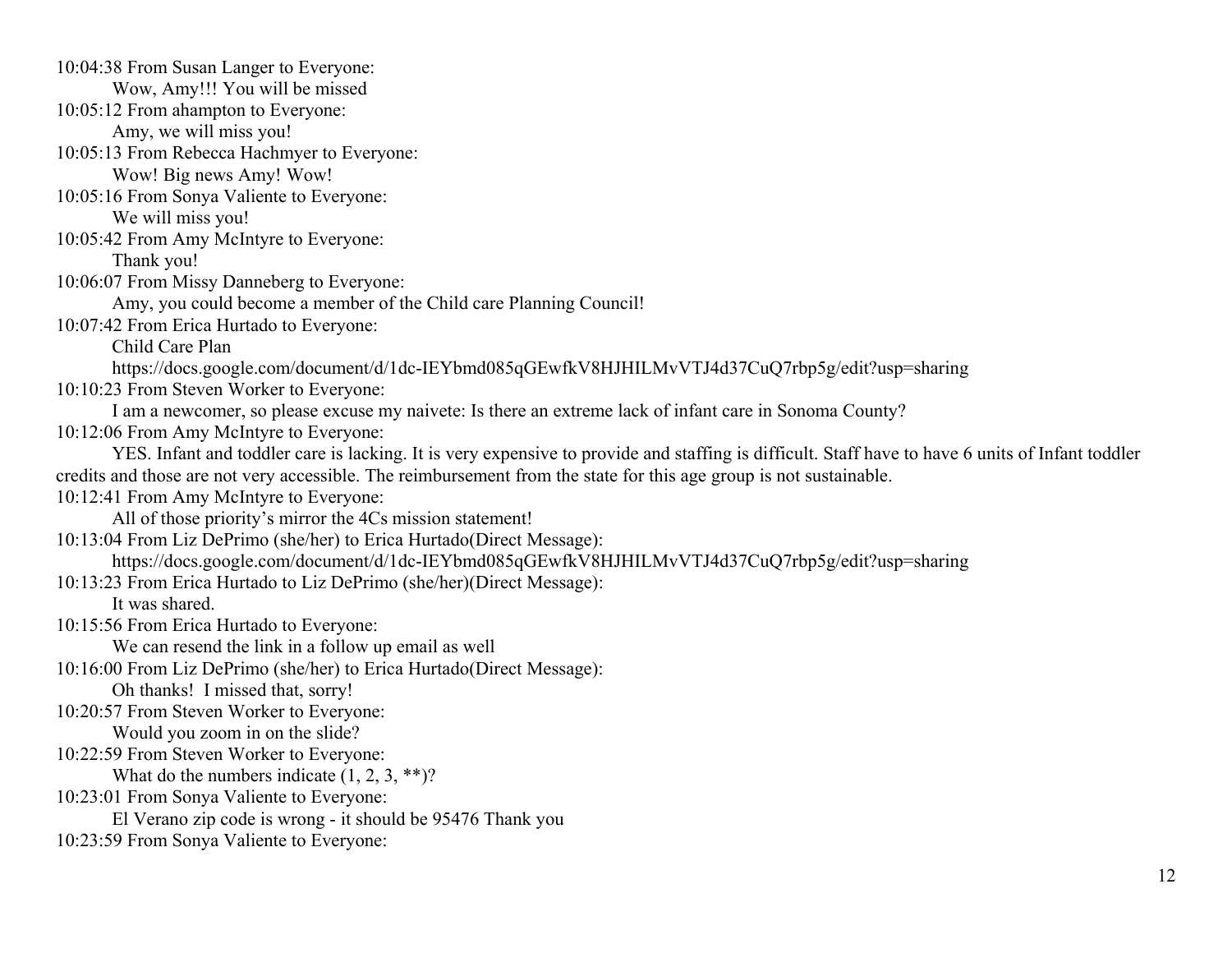10:04:38 From Susan Langer to Everyone:
Wow, Amy!!! You will be missed

10:05:12 From ahampton to Everyone:
Amy, we will miss you!

10:05:13 From Rebecca Hachmyer to Everyone:
Wow! Big news Amy! Wow!

10:05:16 From Sonya Valiente to Everyone:
We will miss you!

10:05:42 From Amy McIntyre to Everyone:
Thank you!

10:06:07 From Missy Danneberg to Everyone:
Amy, you could become a member of the Child care Planning Council!

10:07:42 From Erica Hurtado to Everyone:
Child Care Plan
https://docs.google.com/document/d/1dc-IEYbmd085qGEwfkV8HJHILMvVTJ4d37CuQ7rbp5g/edit?usp=sharing

10:10:23 From Steven Worker to Everyone:
I am a newcomer, so please excuse my naivete: Is there an extreme lack of infant care in Sonoma County?

10:12:06 From Amy McIntyre to Everyone:
YES. Infant and toddler care is lacking. It is very expensive to provide and staffing is difficult. Staff have to have 6 units of Infant toddler credits and those are not very accessible. The reimbursement from the state for this age group is not sustainable.

10:12:41 From Amy McIntyre to Everyone:
All of those priority's mirror the 4Cs mission statement!

10:13:04 From Liz DePrimo (she/her) to Erica Hurtado(Direct Message):
https://docs.google.com/document/d/1dc-IEYbmd085qGEwfkV8HJHILMvVTJ4d37CuQ7rbp5g/edit?usp=sharing

10:13:23 From Erica Hurtado to Liz DePrimo (she/her)(Direct Message):
It was shared.

10:15:56 From Erica Hurtado to Everyone:
We can resend the link in a follow up email as well

10:16:00 From Liz DePrimo (she/her) to Erica Hurtado(Direct Message):
Oh thanks! I missed that, sorry!

10:20:57 From Steven Worker to Everyone:
Would you zoom in on the slide?

10:22:59 From Steven Worker to Everyone:
What do the numbers indicate (1, 2, 3, **)?

10:23:01 From Sonya Valiente to Everyone:
El Verano zip code is wrong - it should be 95476 Thank you

10:23:59 From Sonya Valiente to Everyone: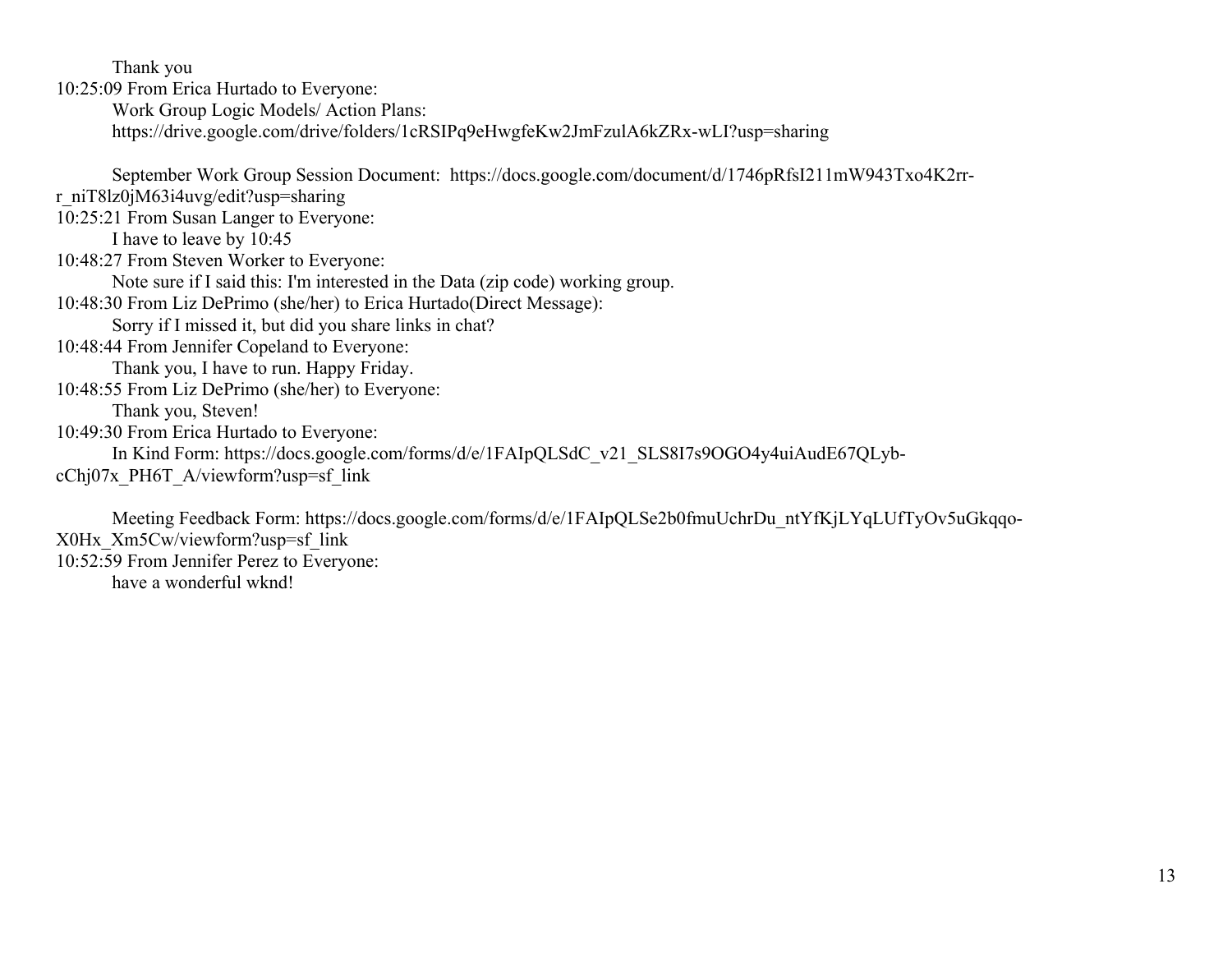Thank you

10:25:09 From Erica Hurtado to Everyone:

Work Group Logic Models/ Action Plans:
https://drive.google.com/drive/folders/1cRSIPq9eHwgfeKw2JmFzulA6kZRx-wLI?usp=sharing

September Work Group Session Document: https://docs.google.com/document/d/1746pRfsI211mW943Txo4K2rr-r_niT8lz0jM63i4uvg/edit?usp=sharing

10:25:21 From Susan Langer to Everyone:

I have to leave by 10:45

10:48:27 From Steven Worker to Everyone:

Note sure if I said this: I'm interested in the Data (zip code) working group.

10:48:30 From Liz DePrimo (she/her) to Erica Hurtado(Direct Message):

Sorry if I missed it, but did you share links in chat?

10:48:44 From Jennifer Copeland to Everyone:

Thank you, I have to run. Happy Friday.

10:48:55 From Liz DePrimo (she/her) to Everyone:

Thank you, Steven!

10:49:30 From Erica Hurtado to Everyone:

In Kind Form: https://docs.google.com/forms/d/e/1FAIpQLSdC_v21_SLS8I7s9OGO4y4uiAudE67QLyb-cChj07x_PH6T_A/viewform?usp=sf_link

Meeting Feedback Form: https://docs.google.com/forms/d/e/1FAIpQLSe2b0fmuUchrDu_ntYfKjLYqLUfTyOv5uGkqqo-X0Hx_Xm5Cw/viewform?usp=sf_link

10:52:59 From Jennifer Perez to Everyone:

have a wonderful wknd!